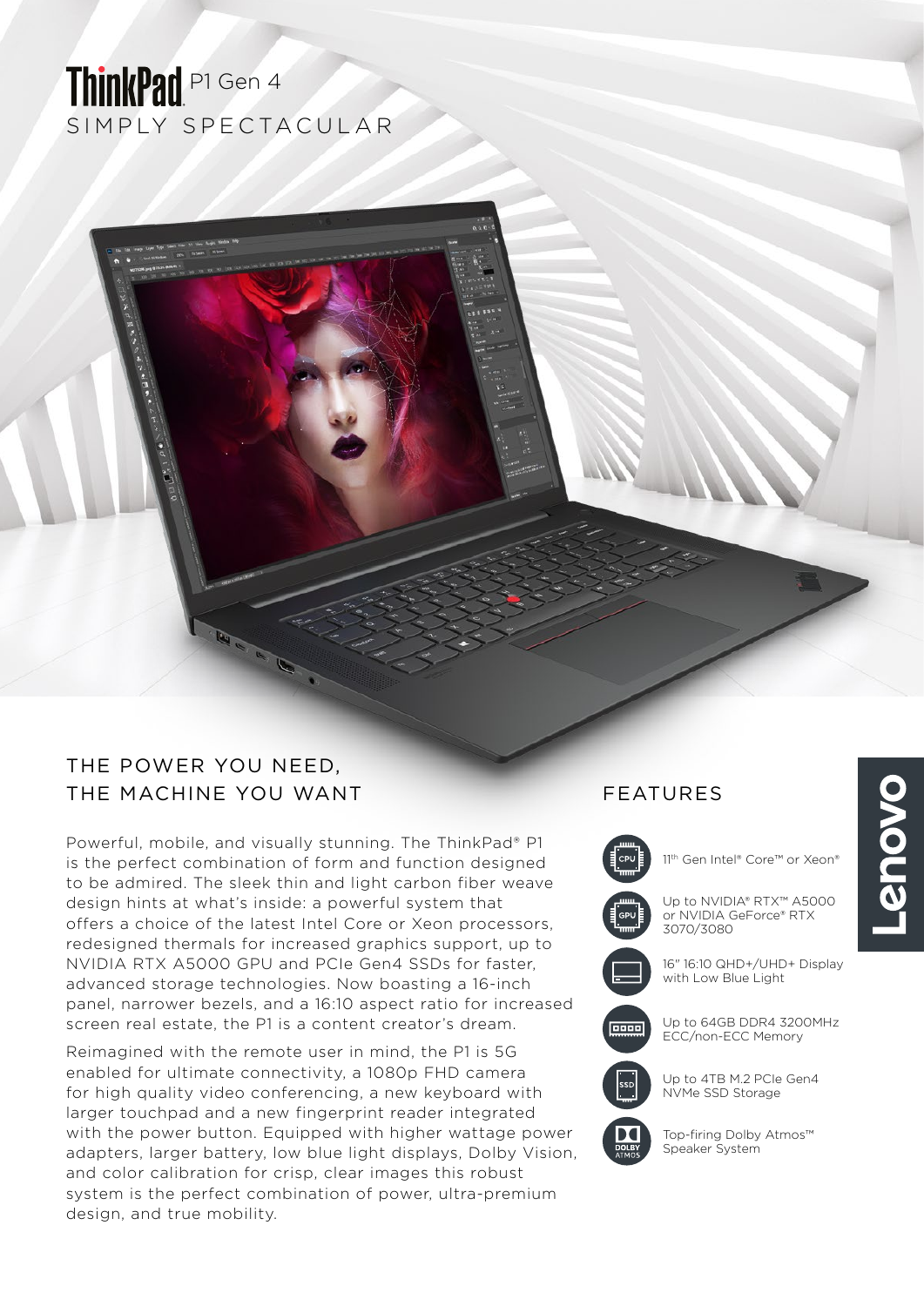# ThinkPad P1 Gen 4

SIMPLY SPECTACULAR

## THE POWER YOU NEED, THE MACHINE YOU WANT

Powerful, mobile, and visually stunning. The ThinkPad® P1 is the perfect combination of form and function designed to be admired. The sleek thin and light carbon fiber weave design hints at what's inside: a powerful system that offers a choice of the latest Intel Core or Xeon processors, redesigned thermals for increased graphics support, up to NVIDIA RTX A5000 GPU and PCIe Gen4 SSDs for faster, advanced storage technologies. Now boasting a 16-inch panel, narrower bezels, and a 16:10 aspect ratio for increased screen real estate, the P1 is a content creator's dream.

Reimagined with the remote user in mind, the P1 is 5G enabled for ultimate connectivity, a 1080p FHD camera for high quality video conferencing, a new keyboard with larger touchpad and a new fingerprint reader integrated with the power button. Equipped with higher wattage power adapters, larger battery, low blue light displays, Dolby Vision, and color calibration for crisp, clear images this robust system is the perfect combination of power, ultra-premium design, and true mobility.

## FEATURES

- 11th Gen Intel® Core™ or Xeon®
- Up to NVIDIA® RTX™ A5000 or NVIDIA GeForce® RTX 3070/3080
- 16" 16:10 QHD+/UHD+ Display with Low Blue Light
- Up to 64GB DDR4 3200MHz ECC/non-ECC Memory
- Up to 4TB M.2 PCIe Gen4 NVMe SSD Storage
- Top-firing Dolby Atmos™ Speaker System

Lenovo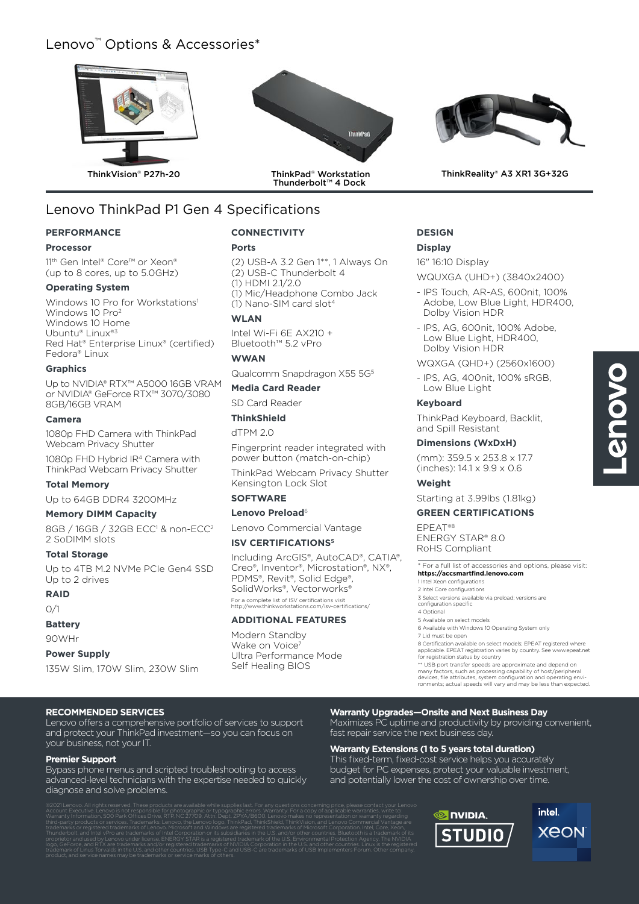# Lenovo™ Options & Accessories*

ThinkVision® P27h-20

ThinkPad® Workstation Thunderbolt™ 4 Dock

ThinkReality® A3 XR1 3G+32G

## Lenovo ThinkPad P1 Gen 4 Specifications

### PERFORMANCE

**Processor**

11th Gen Intel® Core™ or Xeon®
(up to 8 cores, up to 5.0GHz)

**Operating System**

Windows 10 Pro for Workstations[1]
Windows 10 Pro[2]
Windows 10 Home
Ubuntu® Linux®[3]
Red Hat® Enterprise Linux® (certified)
Fedora® Linux

**Graphics**

Up to NVIDIA® RTX™ A5000 16GB VRAM or NVIDIA® GeForce RTX™ 3070/3080 8GB/16GB VRAM

**Camera**

1080p FHD Camera with ThinkPad Webcam Privacy Shutter

1080p FHD Hybrid IR[4] Camera with ThinkPad Webcam Privacy Shutter

**Total Memory**

Up to 64GB DDR4 3200MHz

**Memory DIMM Capacity**

8GB / 16GB / 32GB ECC[1] & non-ECC[2]
2 SoDIMM slots

**Total Storage**

Up to 4TB M.2 NVMe PCIe Gen4 SSD
Up to 2 drives

**RAID**

0/1

**Battery**

90WHr

**Power Supply**

135W Slim, 170W Slim, 230W Slim

### CONNECTIVITY

**Ports**

(2) USB-A 3.2 Gen 1**, 1 Always On
(2) USB-C Thunderbolt 4
(1) HDMI 2.1/2.0
(1) Mic/Headphone Combo Jack
(1) Nano-SIM card slot[4]

**WLAN**

Intel Wi-Fi 6E AX210 + Bluetooth™ 5.2 vPro

**WWAN**

Qualcomm Snapdragon X55 5G[5]

**Media Card Reader**

SD Card Reader

**ThinkShield**

dTPM 2.0

Fingerprint reader integrated with power button (match-on-chip)

ThinkPad Webcam Privacy Shutter
Kensington Lock Slot

### SOFTWARE

**Lenovo Preload**[6]

Lenovo Commercial Vantage

### ISV CERTIFICATIONS[5]

Including ArcGIS®, AutoCAD®, CATIA®, Creo®, Inventor®, Microstation®, NX®, PDMS®, Revit®, Solid Edge®, SolidWorks®, Vectorworks®

For a complete list of ISV certifications visit http://www.thinkworkstations.com/isv-certifications/

### ADDITIONAL FEATURES

Modern Standby
Wake on Voice[7]
Ultra Performance Mode
Self Healing BIOS

### DESIGN

**Display**

16" 16:10 Display

WQUXGA (UHD+) (3840x2400)

- IPS Touch, AR-AS, 600nit, 100% Adobe, Low Blue Light, HDR400, Dolby Vision HDR
- IPS, AG, 600nit, 100% Adobe, Low Blue Light, HDR400, Dolby Vision HDR

WQXGA (QHD+) (2560x1600)

- IPS, AG, 400nit, 100% sRGB, Low Blue Light

**Keyboard**

ThinkPad Keyboard, Backlit, and Spill Resistant

**Dimensions (WxDxH)**

(mm): 359.5 x 253.8 x 17.7
(inches): 14.1 x 9.9 x 0.6

**Weight**

Starting at 3.99lbs (1.81kg)

### GREEN CERTIFICATIONS

EPEAT®[8]
ENERGY STAR® 8.0
RoHS Compliant

\* For a full list of accessories and options, please visit: **https://accsmartfind.lenovo.com**

1 Intel Xeon configurations
2 Intel Core configurations
3 Select versions available via preload; versions are configuration specific
4 Optional
5 Available on select models
6 Available with Windows 10 Operating System only
7 Lid must be open
8 Certification available on select models; EPEAT registered where applicable. EPEAT registration varies by country. See www.epeat.net for registration status by country
** USB port transfer speeds are approximate and depend on many factors, such as processing capability of host/peripheral devices, file attributes, system configuration and operating environments; actual speeds will vary and may be less than expected.

### RECOMMENDED SERVICES

Lenovo offers a comprehensive portfolio of services to support and protect your ThinkPad investment—so you can focus on your business, not your IT.

**Premier Support**
Bypass phone menus and scripted troubleshooting to access advanced-level technicians with the expertise needed to quickly diagnose and solve problems.

**Warranty Upgrades—Onsite and Next Business Day**
Maximizes PC uptime and productivity by providing convenient, fast repair service the next business day.

**Warranty Extensions (1 to 5 years total duration)**
This fixed-term, fixed-cost service helps you accurately budget for PC expenses, protect your valuable investment, and potentially lower the cost of ownership over time.

©2021 Lenovo. All rights reserved. These products are available while supplies last. For any questions concerning price, please contact your Lenovo Account Executive. Lenovo is not responsible for photographic or typographic errors. Warranty: For a copy of applicable warranties, write to: Warranty Information, 500 Park Offices Drive, RTP, NC 27709, Attn: Dept. ZPYA/B600. Lenovo makes no representation or warranty regarding third-party products or services. Trademarks: Lenovo, the Lenovo logo, ThinkPad, ThinkShield, ThinkVision, and Lenovo Commercial Vantage are trademarks or registered trademarks of Lenovo. Microsoft and Windows are registered trademarks of Microsoft Corporation. Intel, Core, Xeon, Thunderbolt, and Intel vPro are trademarks of Intel Corporation or its subsidiaries in the U.S. and/or other countries. Bluetooth is a trademark of its proprietor and used by Lenovo under license. ENERGY STAR is a registered trademark of the U.S. Environmental Protection Agency. The NVIDIA logo, GeForce, and RTX are trademarks and/or registered trademarks of NVIDIA Corporation in the U.S. and other countries. Linux is the registered trademark of Linus Torvalds in the U.S. and other countries. USB Type-C and USB-C are trademarks of USB Implementers Forum. Other company, product, and service names may be trademarks or service marks of others.